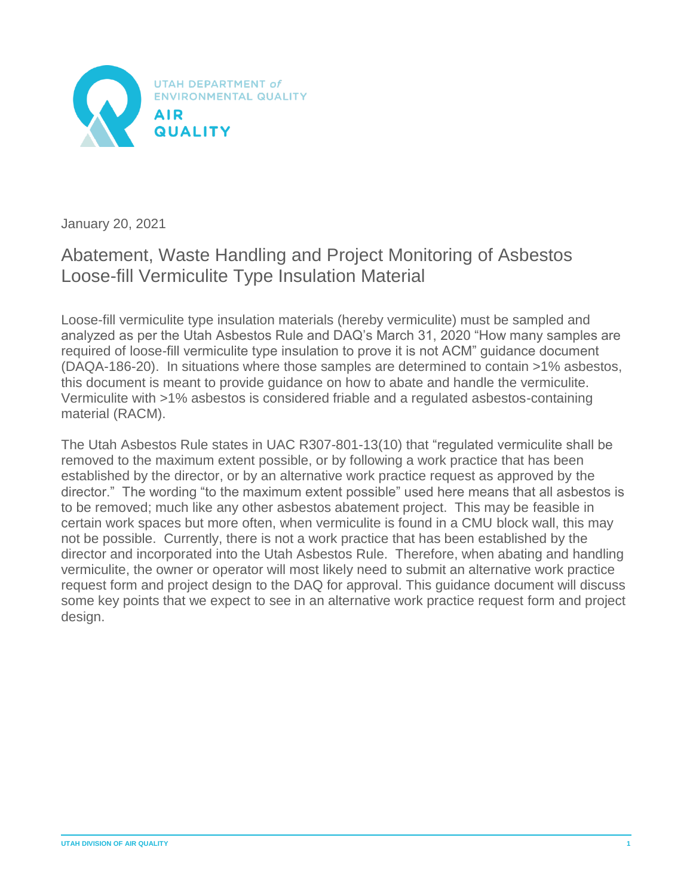UTAH DEPARTMENT of ENVIRONMENTAL QUALITY

AIR QUALITY

January 20, 2021

# Abatement, Waste Handling and Project Monitoring of Asbestos Loose-fill Vermiculite Type Insulation Material

Loose-fill vermiculite type insulation materials (hereby vermiculite) must be sampled and analyzed as per the Utah Asbestos Rule and DAQ's March 31, 2020 "How many samples are required of loose-fill vermiculite type insulation to prove it is not ACM" guidance document (DAQA-186-20). In situations where those samples are determined to contain >1% asbestos, this document is meant to provide guidance on how to abate and handle the vermiculite. Vermiculite with >1% asbestos is considered friable and a regulated asbestos-containing material (RACM).

The Utah Asbestos Rule states in UAC R307-801-13(10) that "regulated vermiculite shall be removed to the maximum extent possible, or by following a work practice that has been established by the director, or by an alternative work practice request as approved by the director." The wording "to the maximum extent possible" used here means that all asbestos is to be removed; much like any other asbestos abatement project. This may be feasible in certain work spaces but more often, when vermiculite is found in a CMU block wall, this may not be possible. Currently, there is not a work practice that has been established by the director and incorporated into the Utah Asbestos Rule. Therefore, when abating and handling vermiculite, the owner or operator will most likely need to submit an alternative work practice request form and project design to the DAQ for approval. This guidance document will discuss some key points that we expect to see in an alternative work practice request form and project design.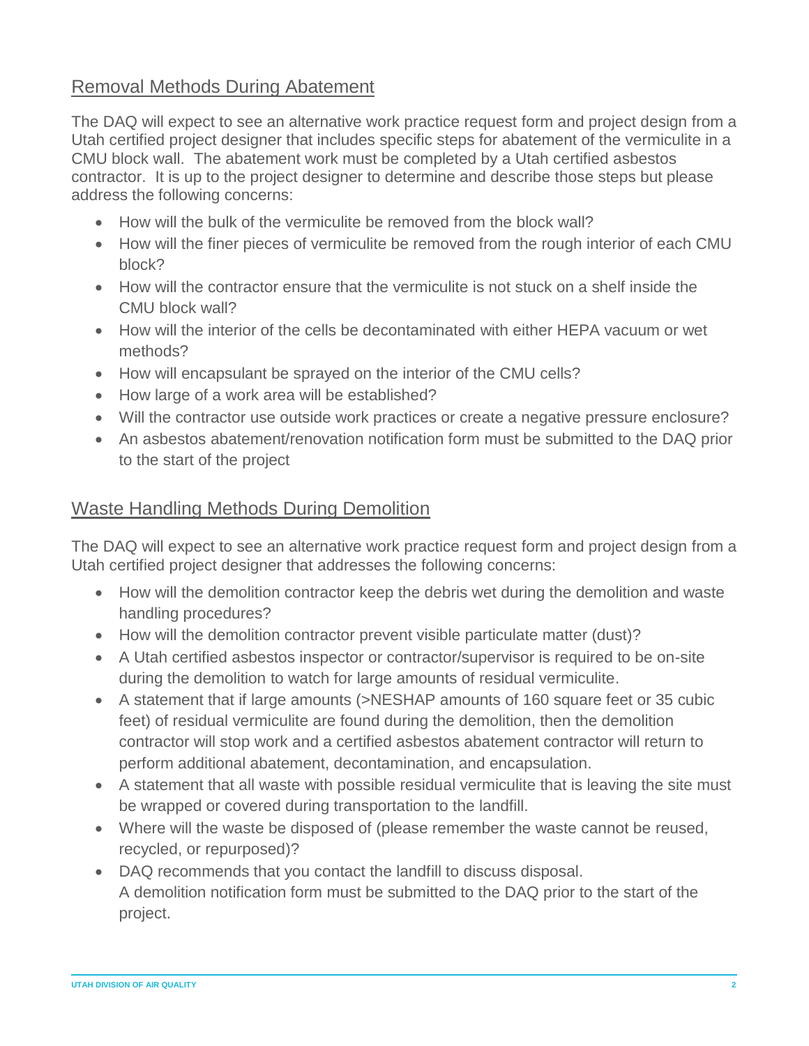## Removal Methods During Abatement

The DAQ will expect to see an alternative work practice request form and project design from a Utah certified project designer that includes specific steps for abatement of the vermiculite in a CMU block wall. The abatement work must be completed by a Utah certified asbestos contractor. It is up to the project designer to determine and describe those steps but please address the following concerns:

- How will the bulk of the vermiculite be removed from the block wall?
- How will the finer pieces of vermiculite be removed from the rough interior of each CMU block?
- How will the contractor ensure that the vermiculite is not stuck on a shelf inside the CMU block wall?
- How will the interior of the cells be decontaminated with either HEPA vacuum or wet methods?
- How will encapsulant be sprayed on the interior of the CMU cells?
- How large of a work area will be established?
- Will the contractor use outside work practices or create a negative pressure enclosure?
- An asbestos abatement/renovation notification form must be submitted to the DAQ prior to the start of the project

## Waste Handling Methods During Demolition

The DAQ will expect to see an alternative work practice request form and project design from a Utah certified project designer that addresses the following concerns:

- How will the demolition contractor keep the debris wet during the demolition and waste handling procedures?
- How will the demolition contractor prevent visible particulate matter (dust)?
- A Utah certified asbestos inspector or contractor/supervisor is required to be on-site during the demolition to watch for large amounts of residual vermiculite.
- A statement that if large amounts (>NESHAP amounts of 160 square feet or 35 cubic feet) of residual vermiculite are found during the demolition, then the demolition contractor will stop work and a certified asbestos abatement contractor will return to perform additional abatement, decontamination, and encapsulation.
- A statement that all waste with possible residual vermiculite that is leaving the site must be wrapped or covered during transportation to the landfill.
- Where will the waste be disposed of (please remember the waste cannot be reused, recycled, or repurposed)?
- DAQ recommends that you contact the landfill to discuss disposal.
  A demolition notification form must be submitted to the DAQ prior to the start of the project.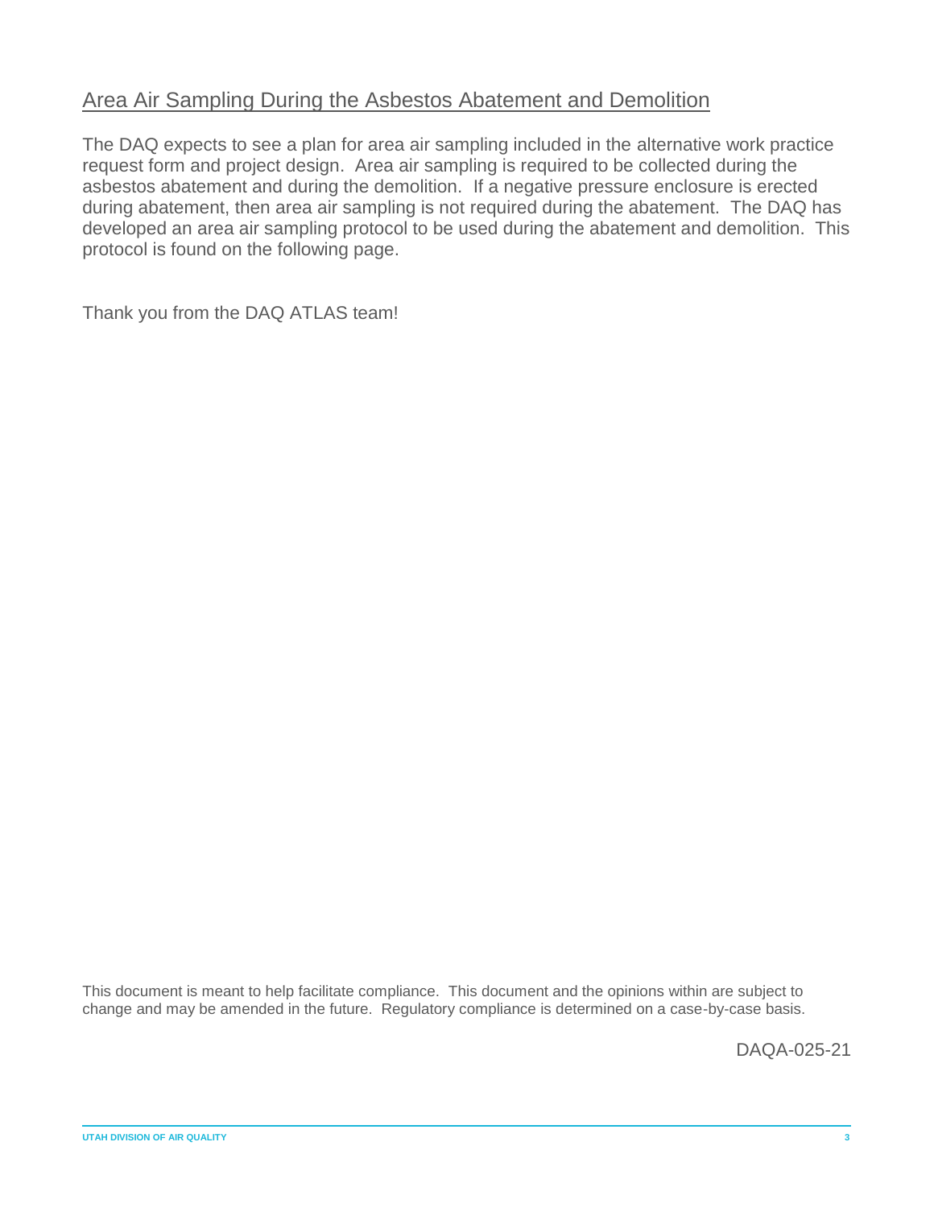## Area Air Sampling During the Asbestos Abatement and Demolition

The DAQ expects to see a plan for area air sampling included in the alternative work practice request form and project design. Area air sampling is required to be collected during the asbestos abatement and during the demolition. If a negative pressure enclosure is erected during abatement, then area air sampling is not required during the abatement. The DAQ has developed an area air sampling protocol to be used during the abatement and demolition. This protocol is found on the following page.

Thank you from the DAQ ATLAS team!

This document is meant to help facilitate compliance. This document and the opinions within are subject to change and may be amended in the future. Regulatory compliance is determined on a case-by-case basis.

DAQA-025-21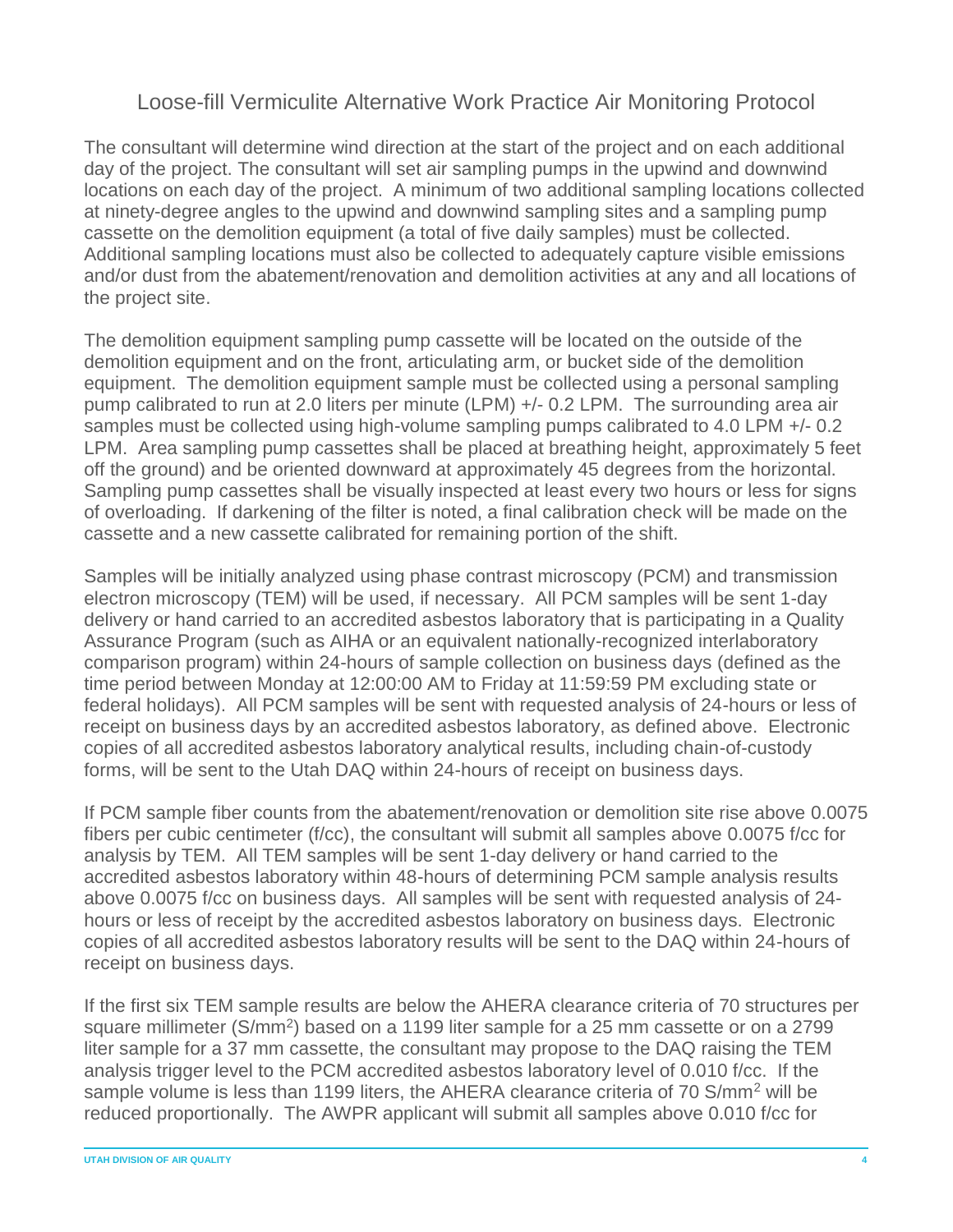## Loose-fill Vermiculite Alternative Work Practice Air Monitoring Protocol

The consultant will determine wind direction at the start of the project and on each additional day of the project. The consultant will set air sampling pumps in the upwind and downwind locations on each day of the project. A minimum of two additional sampling locations collected at ninety-degree angles to the upwind and downwind sampling sites and a sampling pump cassette on the demolition equipment (a total of five daily samples) must be collected. Additional sampling locations must also be collected to adequately capture visible emissions and/or dust from the abatement/renovation and demolition activities at any and all locations of the project site.

The demolition equipment sampling pump cassette will be located on the outside of the demolition equipment and on the front, articulating arm, or bucket side of the demolition equipment. The demolition equipment sample must be collected using a personal sampling pump calibrated to run at 2.0 liters per minute (LPM) +/- 0.2 LPM. The surrounding area air samples must be collected using high-volume sampling pumps calibrated to 4.0 LPM +/- 0.2 LPM. Area sampling pump cassettes shall be placed at breathing height, approximately 5 feet off the ground) and be oriented downward at approximately 45 degrees from the horizontal. Sampling pump cassettes shall be visually inspected at least every two hours or less for signs of overloading. If darkening of the filter is noted, a final calibration check will be made on the cassette and a new cassette calibrated for remaining portion of the shift.

Samples will be initially analyzed using phase contrast microscopy (PCM) and transmission electron microscopy (TEM) will be used, if necessary. All PCM samples will be sent 1-day delivery or hand carried to an accredited asbestos laboratory that is participating in a Quality Assurance Program (such as AIHA or an equivalent nationally-recognized interlaboratory comparison program) within 24-hours of sample collection on business days (defined as the time period between Monday at 12:00:00 AM to Friday at 11:59:59 PM excluding state or federal holidays). All PCM samples will be sent with requested analysis of 24-hours or less of receipt on business days by an accredited asbestos laboratory, as defined above. Electronic copies of all accredited asbestos laboratory analytical results, including chain-of-custody forms, will be sent to the Utah DAQ within 24-hours of receipt on business days.

If PCM sample fiber counts from the abatement/renovation or demolition site rise above 0.0075 fibers per cubic centimeter (f/cc), the consultant will submit all samples above 0.0075 f/cc for analysis by TEM. All TEM samples will be sent 1-day delivery or hand carried to the accredited asbestos laboratory within 48-hours of determining PCM sample analysis results above 0.0075 f/cc on business days. All samples will be sent with requested analysis of 24-hours or less of receipt by the accredited asbestos laboratory on business days. Electronic copies of all accredited asbestos laboratory results will be sent to the DAQ within 24-hours of receipt on business days.

If the first six TEM sample results are below the AHERA clearance criteria of 70 structures per square millimeter (S/mm$^2$) based on a 1199 liter sample for a 25 mm cassette or on a 2799 liter sample for a 37 mm cassette, the consultant may propose to the DAQ raising the TEM analysis trigger level to the PCM accredited asbestos laboratory level of 0.010 f/cc. If the sample volume is less than 1199 liters, the AHERA clearance criteria of 70 S/mm$^2$ will be reduced proportionally. The AWPR applicant will submit all samples above 0.010 f/cc for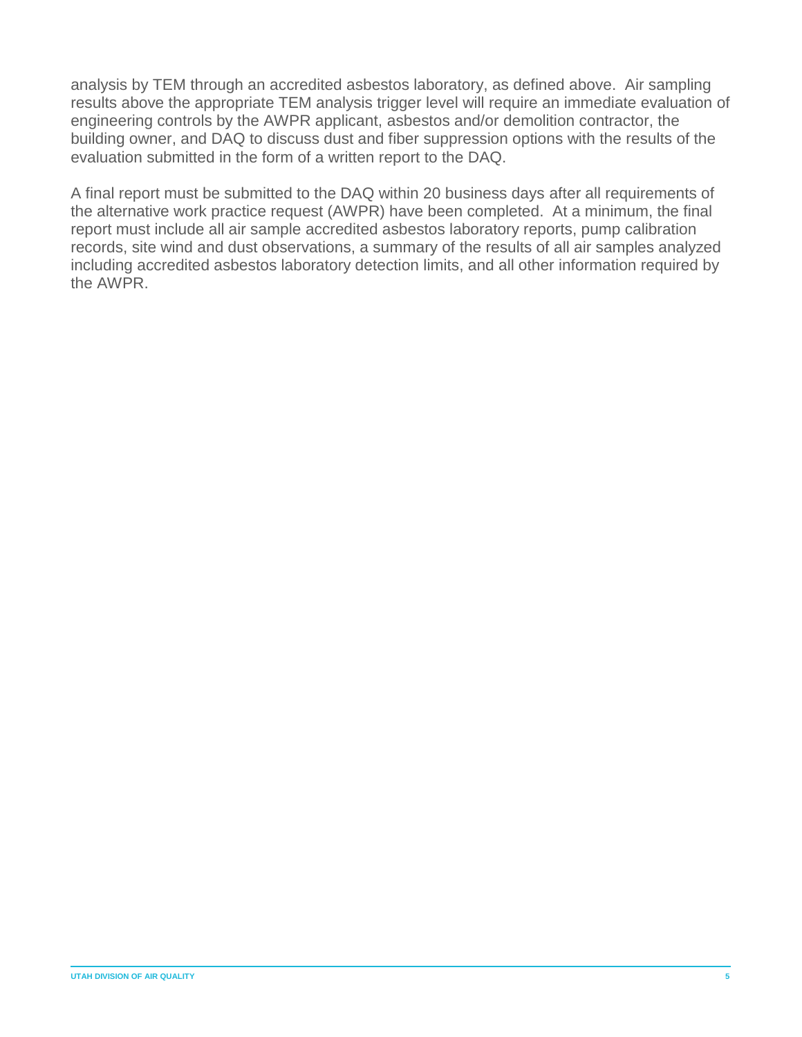analysis by TEM through an accredited asbestos laboratory, as defined above. Air sampling results above the appropriate TEM analysis trigger level will require an immediate evaluation of engineering controls by the AWPR applicant, asbestos and/or demolition contractor, the building owner, and DAQ to discuss dust and fiber suppression options with the results of the evaluation submitted in the form of a written report to the DAQ.

A final report must be submitted to the DAQ within 20 business days after all requirements of the alternative work practice request (AWPR) have been completed. At a minimum, the final report must include all air sample accredited asbestos laboratory reports, pump calibration records, site wind and dust observations, a summary of the results of all air samples analyzed including accredited asbestos laboratory detection limits, and all other information required by the AWPR.